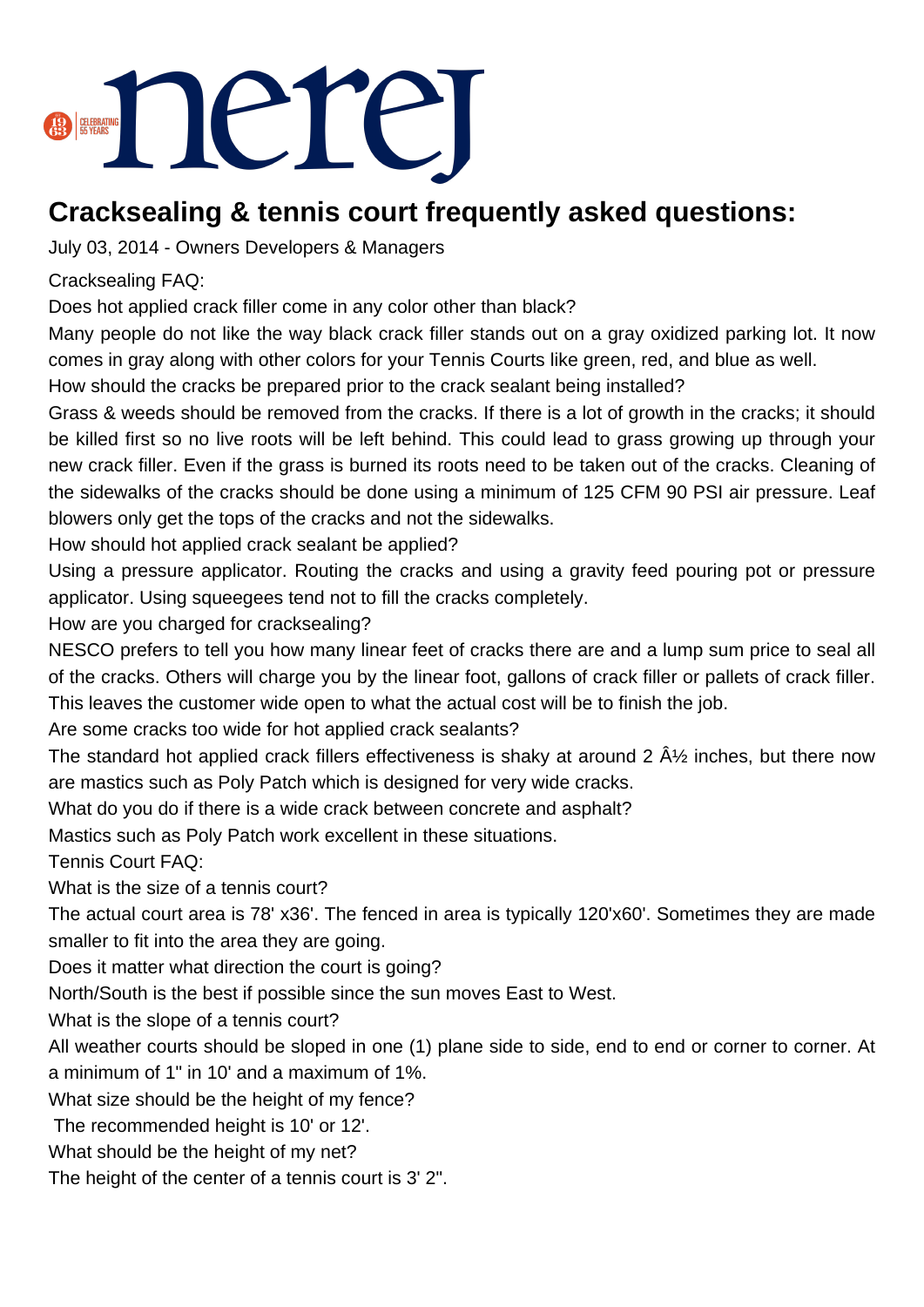# Cracksealing & tennis court frequently asked questions:

July 03, 2014 - Owners Developers & Managers

Cracksealing FAQ:

Does hot applied crack filler come in any color other than black?

Many people do not like the way black crack filler stands out on a gray oxidized parking lot. It now comes in gray along with other colors for your Tennis Courts like green, red, and blue as well.

How should the cracks be prepared prior to the crack sealant being installed?

Grass & weeds should be removed from the cracks. If there is a lot of growth in the cracks; it should be killed first so no live roots will be left behind. This could lead to grass growing up through your new crack filler. Even if the grass is burned its roots need to be taken out of the cracks. Cleaning of the sidewalks of the cracks should be done using a minimum of 125 CFM 90 PSI air pressure. Leaf blowers only get the tops of the cracks and not the sidewalks.

How should hot applied crack sealant be applied?

Using a pressure applicator. Routing the cracks and using a gravity feed pouring pot or pressure applicator. Using squeegees tend not to fill the cracks completely.

How are you charged for cracksealing?

NESCO prefers to tell you how many linear feet of cracks there are and a lump sum price to seal all of the cracks. Others will charge you by the linear foot, gallons of crack filler or pallets of crack filler. This leaves the customer wide open to what the actual cost will be to finish the job.

Are some cracks too wide for hot applied crack sealants?

The standard hot applied crack fillers effectiveness is shaky at around 2 Â½ inches, but there now are mastics such as Poly Patch which is designed for very wide cracks.

What do you do if there is a wide crack between concrete and asphalt?

Mastics such as Poly Patch work excellent in these situations.

Tennis Court FAQ:

What is the size of a tennis court?

The actual court area is 78' x36'. The fenced in area is typically 120'x60'. Sometimes they are made smaller to fit into the area they are going.

Does it matter what direction the court is going?

North/South is the best if possible since the sun moves East to West.

What is the slope of a tennis court?

All weather courts should be sloped in one (1) plane side to side, end to end or corner to corner. At a minimum of 1" in 10' and a maximum of 1%.

What size should be the height of my fence?

The recommended height is 10' or 12'.

What should be the height of my net?

The height of the center of a tennis court is 3' 2".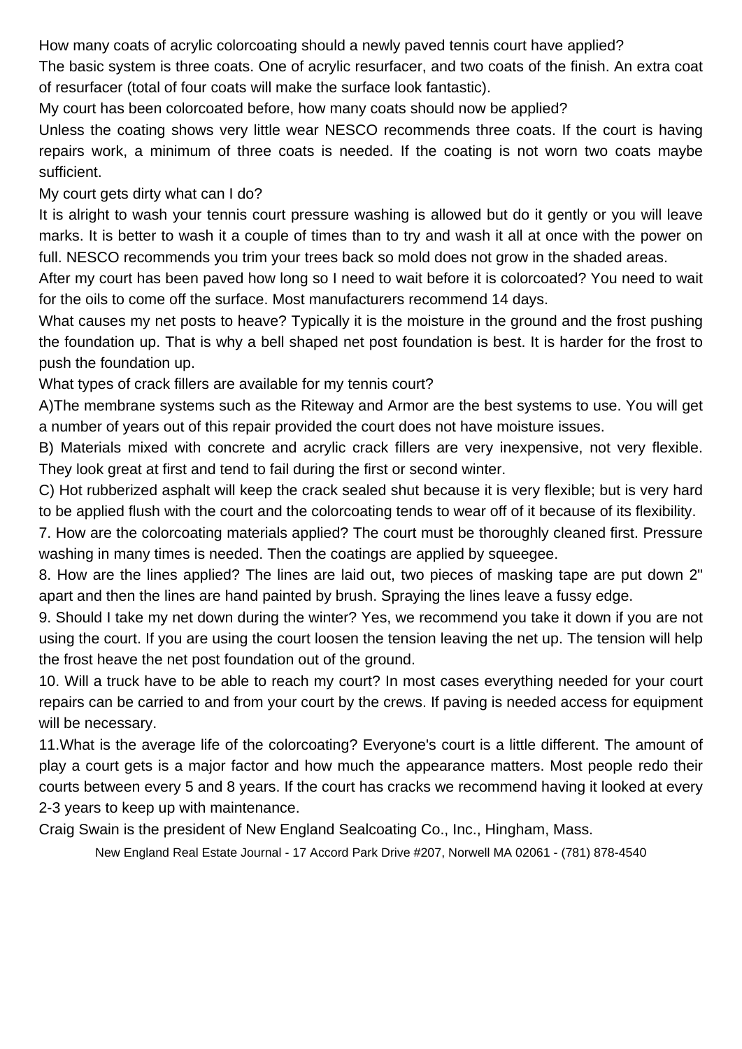How many coats of acrylic colorcoating should a newly paved tennis court have applied?

The basic system is three coats. One of acrylic resurfacer, and two coats of the finish. An extra coat of resurfacer (total of four coats will make the surface look fantastic).

My court has been colorcoated before, how many coats should now be applied?

Unless the coating shows very little wear NESCO recommends three coats. If the court is having repairs work, a minimum of three coats is needed. If the coating is not worn two coats maybe sufficient.

My court gets dirty what can I do?

It is alright to wash your tennis court pressure washing is allowed but do it gently or you will leave marks. It is better to wash it a couple of times than to try and wash it all at once with the power on full. NESCO recommends you trim your trees back so mold does not grow in the shaded areas.

After my court has been paved how long so I need to wait before it is colorcoated? You need to wait for the oils to come off the surface. Most manufacturers recommend 14 days.

What causes my net posts to heave? Typically it is the moisture in the ground and the frost pushing the foundation up. That is why a bell shaped net post foundation is best. It is harder for the frost to push the foundation up.

What types of crack fillers are available for my tennis court?

A)The membrane systems such as the Riteway and Armor are the best systems to use. You will get a number of years out of this repair provided the court does not have moisture issues.

B) Materials mixed with concrete and acrylic crack fillers are very inexpensive, not very flexible. They look great at first and tend to fail during the first or second winter.

C) Hot rubberized asphalt will keep the crack sealed shut because it is very flexible; but is very hard to be applied flush with the court and the colorcoating tends to wear off of it because of its flexibility.

7. How are the colorcoating materials applied? The court must be thoroughly cleaned first. Pressure washing in many times is needed. Then the coatings are applied by squeegee.

8. How are the lines applied? The lines are laid out, two pieces of masking tape are put down 2" apart and then the lines are hand painted by brush. Spraying the lines leave a fussy edge.

9. Should I take my net down during the winter? Yes, we recommend you take it down if you are not using the court. If you are using the court loosen the tension leaving the net up. The tension will help the frost heave the net post foundation out of the ground.

10. Will a truck have to be able to reach my court? In most cases everything needed for your court repairs can be carried to and from your court by the crews. If paving is needed access for equipment will be necessary.

11.What is the average life of the colorcoating? Everyone's court is a little different. The amount of play a court gets is a major factor and how much the appearance matters. Most people redo their courts between every 5 and 8 years. If the court has cracks we recommend having it looked at every 2-3 years to keep up with maintenance.

Craig Swain is the president of New England Sealcoating Co., Inc., Hingham, Mass.